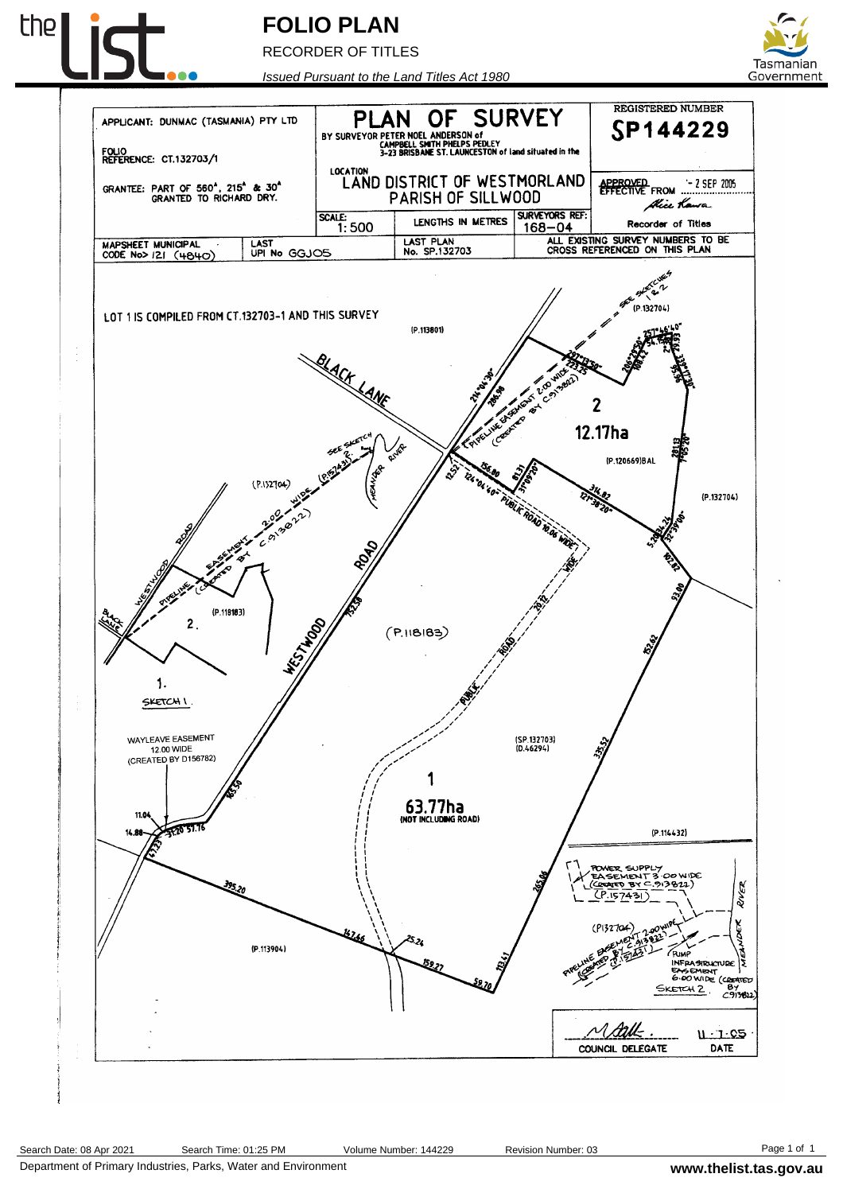# FOLIO PLAN

RECORDER OF TITLES

*Issued Pursuant to the Land Titles Act 1980*

| | | |
|---|---|---|
| APPLICANT: DUNMAC (TASMANIA) PTY LTD | **PLAN OF SURVEY** BY SURVEYOR PETER NOEL ANDERSON of CAMPBELL SMITH PHELPS PEDLEY 3-23 BRISBANE ST. LAUNCESTON of land situated in the | REGISTERED NUMBER **SP144229** |
| FOLIO REFERENCE: CT.132703/1 | | |
| GRANTEE: PART OF 560ᴬ, 215ᴬ & 30ᴬ GRANTED TO RICHARD DRY. | LOCATION LAND DISTRICT OF WESTMORLAND PARISH OF SILLWOOD | APPROVED EFFECTIVE FROM - 2 SEP 2005 |
| | SCALE: 1:500 — LENGTHS IN METRES — SURVEYORS REF: 168-04 | Recorder of Titles |
| MAPSHEET MUNICIPAL CODE No> 121 (4840) — LAST UPI No GGJOS | LAST PLAN No. SP.132703 | ALL EXISTING SURVEY NUMBERS TO BE CROSS REFERENCED ON THIS PLAN |

LOT 1 IS COMPILED FROM CT.132703-1 AND THIS SURVEY

SEE SKETCHES 1 & 2

(P.132704)

(P.113801)

BLACK LANE

PIPELINE EASEMENT 2.00 WIDE (CREATED BY C913822)

2

12.17ha

(P.120669)BAL

SEE SKETCH 2. (P.157431)

MEANDER RIVER

PUBLIC ROAD 10.06 WIDE

(P.132704)

(P.132704) PIPELINE EASEMENT 2.00 WIDE (CREATED BY C913822)

WESTWOOD ROAD

BLACK LANE

(P.118183)

2.

1.

SKETCH 1.

(P.118183)

PUBLIC ROAD

WAYLEAVE EASEMENT 12.00 WIDE (CREATED BY D156782)

(SP.132703) (D.46294)

1

63.77ha (NOT INCLUDING ROAD)

(P.114432)

POWER SUPPLY EASEMENT 3.00 WIDE (CREATED BY C.913822) (P.157431)

(P132704)

PIPELINE EASEMENT 2.00 WIDE (CREATED BY C913822) (P.157431)

PUMP INFRASTRUCTURE EASEMENT 6.00 WIDE (CREATED BY C913822)

SKETCH 2.

MEANDER RIVER

(P.113904)

Dimensions: 297°13'50" 123.25; 257°46'40"; 206°29'50" 108.43; 333°17'30"; 214°04'30" 286.98; 124°04'40" 156.80; 12.52; 81.31 31°09'20"; 127°38'20" 314.82; 281.13 1°05'20"; 5.20; 32°39'00" 24.24; 102.82; 93.00; 152.62; 335.52; 265.06; 20.12; 132.58; 165.50; 11.04; 14.88; 47.25; 51.20; 57.76; 395.20; 147.66; 25.24; 159.27; 113.41; 58.70

COUNCIL DELEGATE — DATE 11-7-05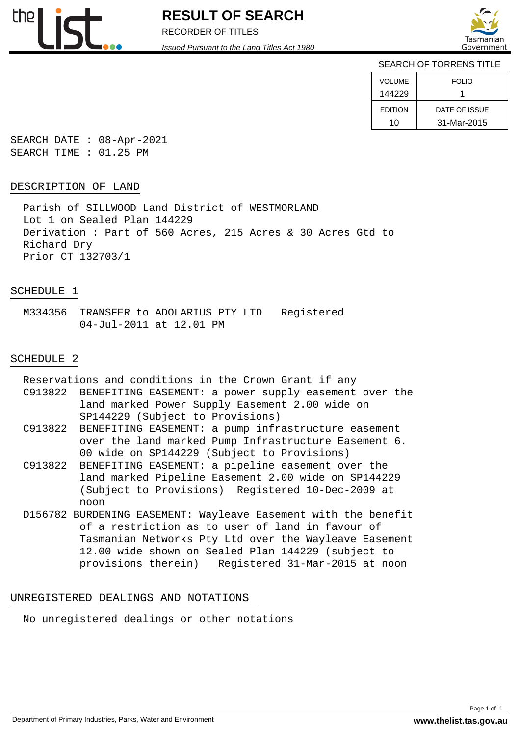# RESULT OF SEARCH

RECORDER OF TITLES

*Issued Pursuant to the Land Titles Act 1980*

SEARCH OF TORRENS TITLE

| VOLUME | FOLIO |
|---|---|
| 144229 | 1 |
| **EDITION** | **DATE OF ISSUE** |
| 10 | 31-Mar-2015 |

SEARCH DATE : 08-Apr-2021
SEARCH TIME : 01.25 PM

## DESCRIPTION OF LAND

Parish of SILLWOOD Land District of WESTMORLAND
Lot 1 on Sealed Plan 144229
Derivation : Part of 560 Acres, 215 Acres & 30 Acres Gtd to Richard Dry
Prior CT 132703/1

## SCHEDULE 1

M334356 TRANSFER to ADOLARIUS PTY LTD Registered 04-Jul-2011 at 12.01 PM

## SCHEDULE 2

Reservations and conditions in the Crown Grant if any

C913822 BENEFITING EASEMENT: a power supply easement over the land marked Power Supply Easement 2.00 wide on SP144229 (Subject to Provisions)

C913822 BENEFITING EASEMENT: a pump infrastructure easement over the land marked Pump Infrastructure Easement 6.00 wide on SP144229 (Subject to Provisions)

C913822 BENEFITING EASEMENT: a pipeline easement over the land marked Pipeline Easement 2.00 wide on SP144229 (Subject to Provisions) Registered 10-Dec-2009 at noon

D156782 BURDENING EASEMENT: Wayleave Easement with the benefit of a restriction as to user of land in favour of Tasmanian Networks Pty Ltd over the Wayleave Easement 12.00 wide shown on Sealed Plan 144229 (subject to provisions therein) Registered 31-Mar-2015 at noon

## UNREGISTERED DEALINGS AND NOTATIONS

No unregistered dealings or other notations

Department of Primary Industries, Parks, Water and Environment

www.thelist.tas.gov.au